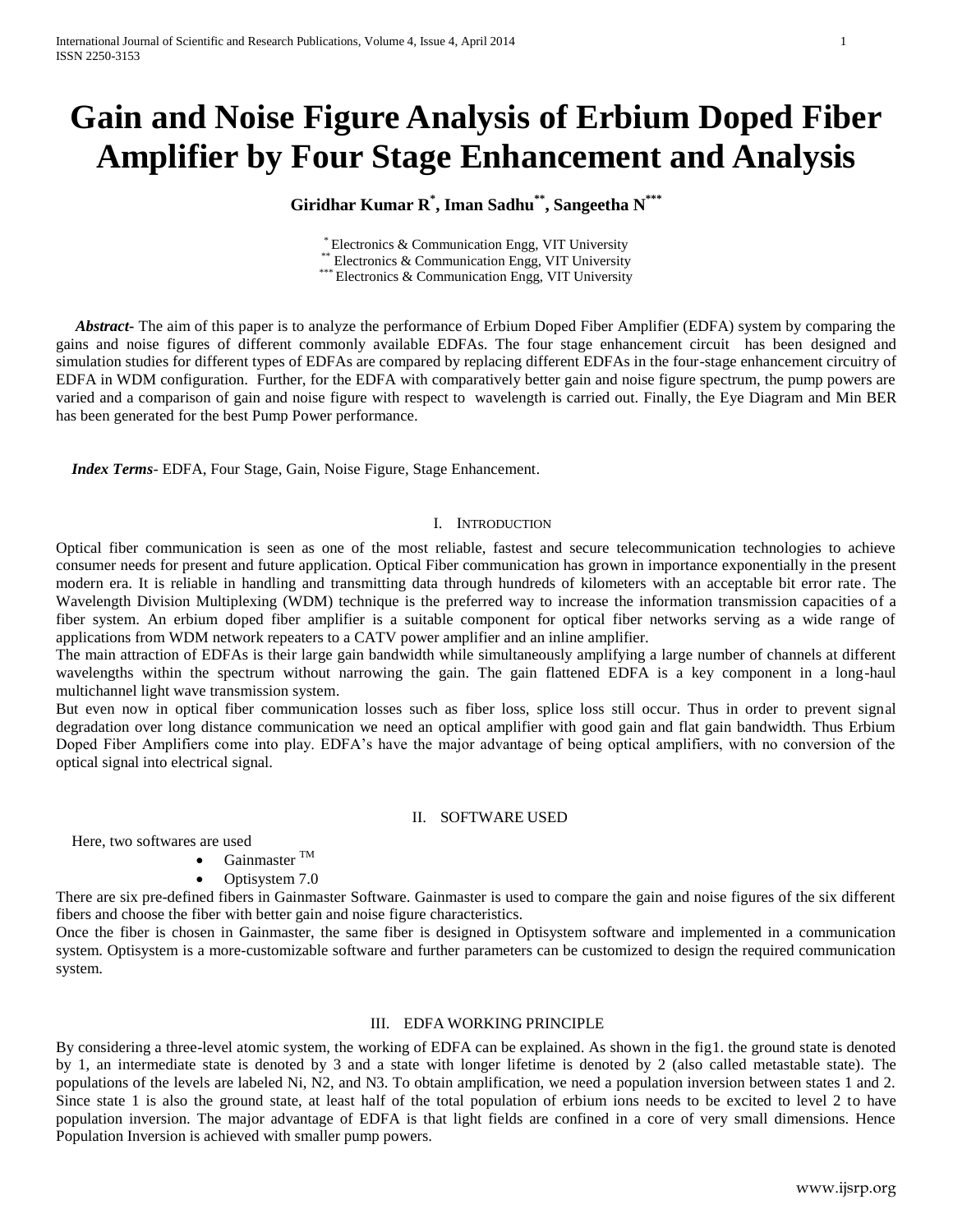# Gain and Noise Figure Analysis of Erbium Doped Fiber Amplifier by Four Stage Enhancement and Analysis

**Giridhar Kumar R[*], Iman Sadhu[**], Sangeetha N[***]**

[*] Electronics & Communication Engg, VIT University
[**] Electronics & Communication Engg, VIT University
[***] Electronics & Communication Engg, VIT University

***Abstract-*** The aim of this paper is to analyze the performance of Erbium Doped Fiber Amplifier (EDFA) system by comparing the gains and noise figures of different commonly available EDFAs. The four stage enhancement circuit has been designed and simulation studies for different types of EDFAs are compared by replacing different EDFAs in the four-stage enhancement circuitry of EDFA in WDM configuration. Further, for the EDFA with comparatively better gain and noise figure spectrum, the pump powers are varied and a comparison of gain and noise figure with respect to wavelength is carried out. Finally, the Eye Diagram and Min BER has been generated for the best Pump Power performance.

***Index Terms-*** EDFA, Four Stage, Gain, Noise Figure, Stage Enhancement.

## I. Introduction

Optical fiber communication is seen as one of the most reliable, fastest and secure telecommunication technologies to achieve consumer needs for present and future application. Optical Fiber communication has grown in importance exponentially in the present modern era. It is reliable in handling and transmitting data through hundreds of kilometers with an acceptable bit error rate. The Wavelength Division Multiplexing (WDM) technique is the preferred way to increase the information transmission capacities of a fiber system. An erbium doped fiber amplifier is a suitable component for optical fiber networks serving as a wide range of applications from WDM network repeaters to a CATV power amplifier and an inline amplifier.

The main attraction of EDFAs is their large gain bandwidth while simultaneously amplifying a large number of channels at different wavelengths within the spectrum without narrowing the gain. The gain flattened EDFA is a key component in a long-haul multichannel light wave transmission system.

But even now in optical fiber communication losses such as fiber loss, splice loss still occur. Thus in order to prevent signal degradation over long distance communication we need an optical amplifier with good gain and flat gain bandwidth. Thus Erbium Doped Fiber Amplifiers come into play. EDFA's have the major advantage of being optical amplifiers, with no conversion of the optical signal into electrical signal.

## II. SOFTWARE USED

Here, two softwares are used

- Gainmaster ™
- Optisystem 7.0

There are six pre-defined fibers in Gainmaster Software. Gainmaster is used to compare the gain and noise figures of the six different fibers and choose the fiber with better gain and noise figure characteristics.

Once the fiber is chosen in Gainmaster, the same fiber is designed in Optisystem software and implemented in a communication system. Optisystem is a more-customizable software and further parameters can be customized to design the required communication system.

## III. EDFA WORKING PRINCIPLE

By considering a three-level atomic system, the working of EDFA can be explained. As shown in the fig1. the ground state is denoted by 1, an intermediate state is denoted by 3 and a state with longer lifetime is denoted by 2 (also called metastable state). The populations of the levels are labeled Ni, N2, and N3. To obtain amplification, we need a population inversion between states 1 and 2. Since state 1 is also the ground state, at least half of the total population of erbium ions needs to be excited to level 2 to have population inversion. The major advantage of EDFA is that light fields are confined in a core of very small dimensions. Hence Population Inversion is achieved with smaller pump powers.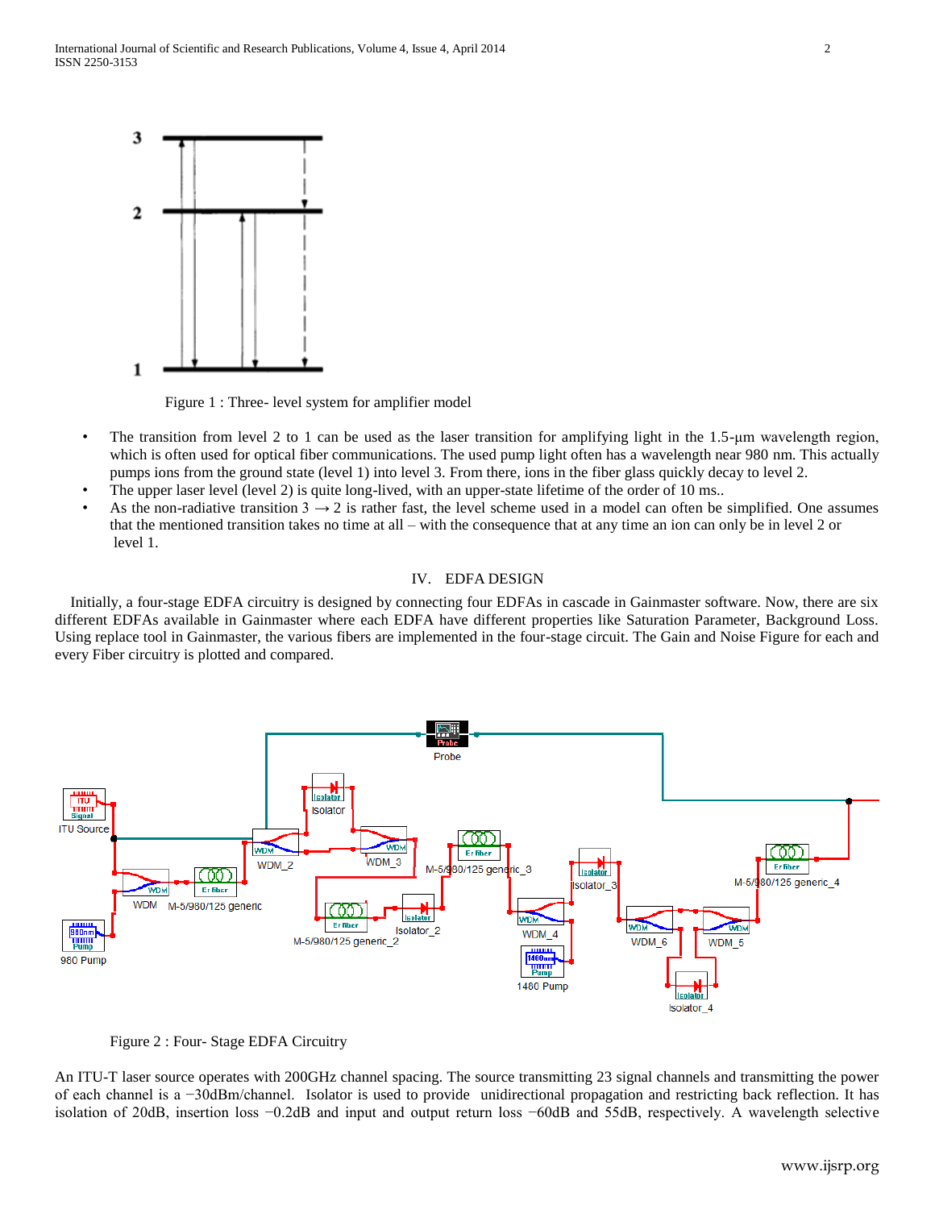Figure 1 : Three- level system for amplifier model

- The transition from level 2 to 1 can be used as the laser transition for amplifying light in the 1.5-µm wavelength region, which is often used for optical fiber communications. The used pump light often has a wavelength near 980 nm. This actually pumps ions from the ground state (level 1) into level 3. From there, ions in the fiber glass quickly decay to level 2.
- The upper laser level (level 2) is quite long-lived, with an upper-state lifetime of the order of 10 ms..
- As the non-radiative transition 3 → 2 is rather fast, the level scheme used in a model can often be simplified. One assumes that the mentioned transition takes no time at all – with the consequence that at any time an ion can only be in level 2 or level 1.

## IV. EDFA DESIGN

Initially, a four-stage EDFA circuitry is designed by connecting four EDFAs in cascade in Gainmaster software. Now, there are six different EDFAs available in Gainmaster where each EDFA have different properties like Saturation Parameter, Background Loss. Using replace tool in Gainmaster, the various fibers are implemented in the four-stage circuit. The Gain and Noise Figure for each and every Fiber circuitry is plotted and compared.

Figure 2 : Four- Stage EDFA Circuitry

An ITU-T laser source operates with 200GHz channel spacing. The source transmitting 23 signal channels and transmitting the power of each channel is a −30dBm/channel. Isolator is used to provide unidirectional propagation and restricting back reflection. It has isolation of 20dB, insertion loss −0.2dB and input and output return loss −60dB and 55dB, respectively. A wavelength selective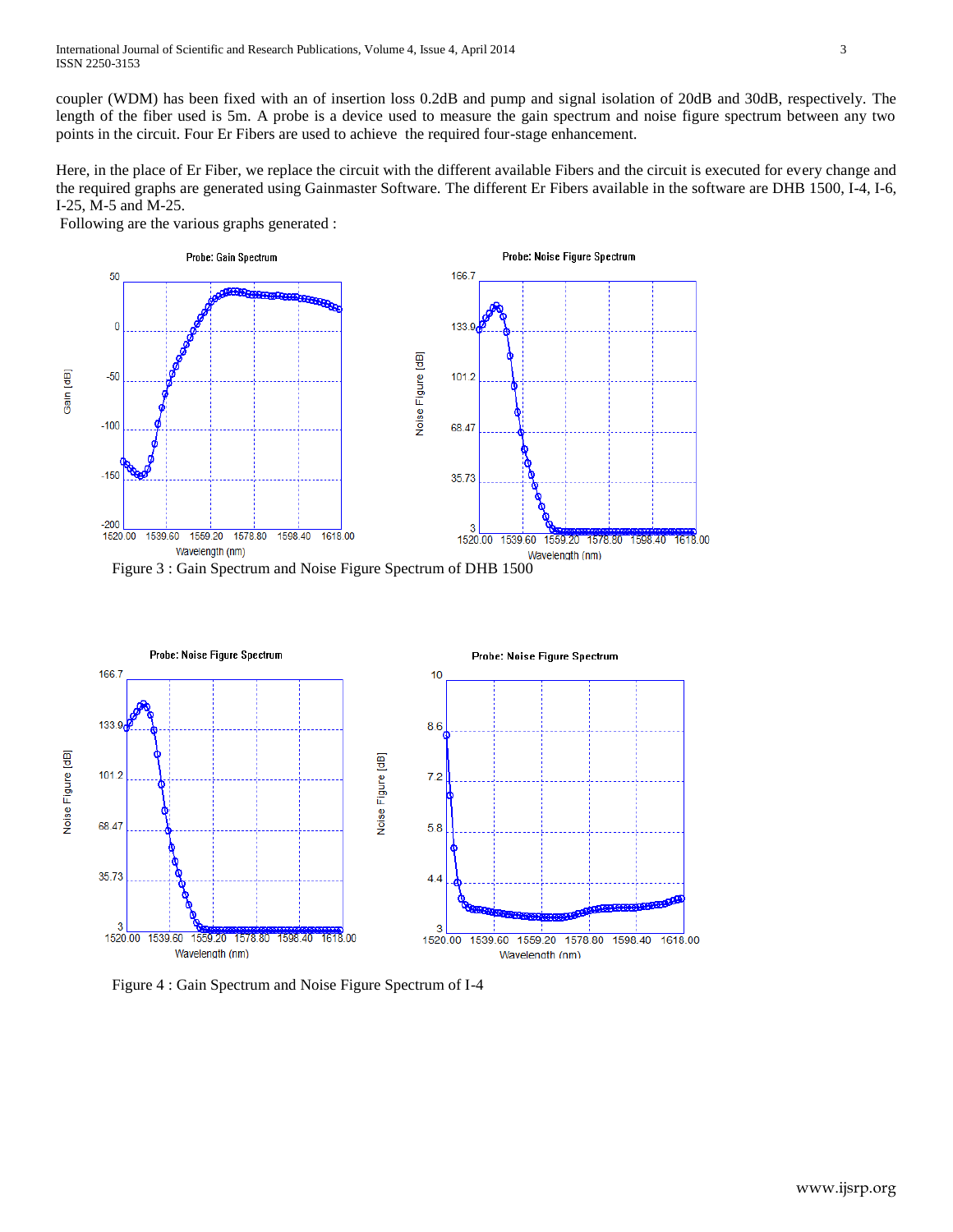coupler (WDM) has been fixed with an of insertion loss 0.2dB and pump and signal isolation of 20dB and 30dB, respectively. The length of the fiber used is 5m. A probe is a device used to measure the gain spectrum and noise figure spectrum between any two points in the circuit. Four Er Fibers are used to achieve the required four-stage enhancement.

Here, in the place of Er Fiber, we replace the circuit with the different available Fibers and the circuit is executed for every change and the required graphs are generated using Gainmaster Software. The different Er Fibers available in the software are DHB 1500, I-4, I-6, I-25, M-5 and M-25.

Following are the various graphs generated :

Figure 3 : Gain Spectrum and Noise Figure Spectrum of DHB 1500

Figure 4 : Gain Spectrum and Noise Figure Spectrum of I-4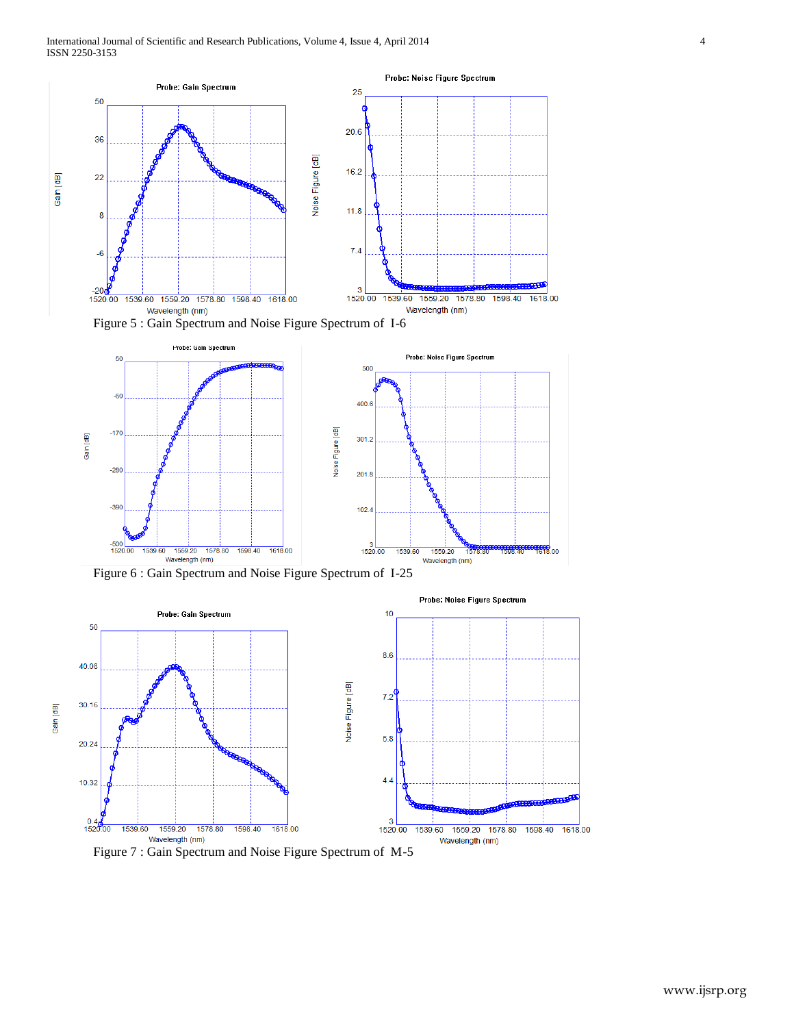Figure 5 : Gain Spectrum and Noise Figure Spectrum of I-6

Figure 6 : Gain Spectrum and Noise Figure Spectrum of I-25

Figure 7 : Gain Spectrum and Noise Figure Spectrum of M-5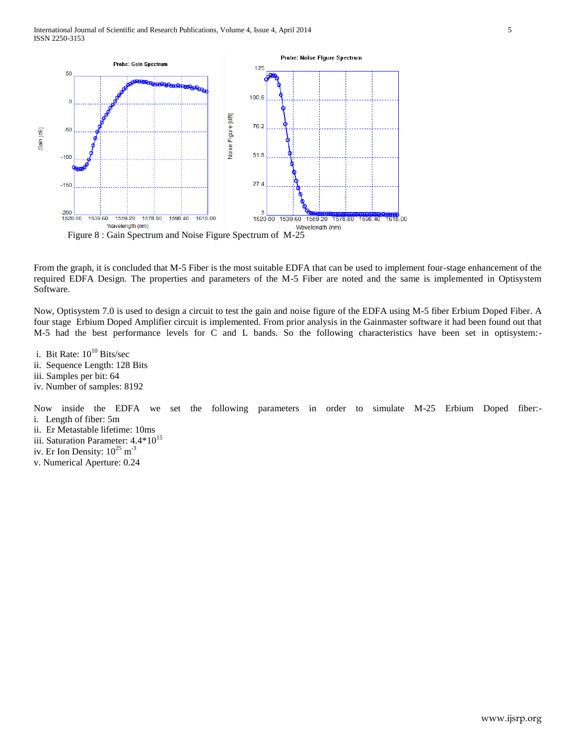Figure 8 : Gain Spectrum and Noise Figure Spectrum of M-25

From the graph, it is concluded that M-5 Fiber is the most suitable EDFA that can be used to implement four-stage enhancement of the required EDFA Design. The properties and parameters of the M-5 Fiber are noted and the same is implemented in Optisystem Software.

Now, Optisystem 7.0 is used to design a circuit to test the gain and noise figure of the EDFA using M-5 fiber Erbium Doped Fiber. A four stage Erbium Doped Amplifier circuit is implemented. From prior analysis in the Gainmaster software it had been found out that M-5 had the best performance levels for C and L bands. So the following characteristics have been set in optisystem:-

i. Bit Rate: $10^{10}$ Bits/sec
ii. Sequence Length: 128 Bits
iii. Samples per bit: 64
iv. Number of samples: 8192

Now inside the EDFA we set the following parameters in order to simulate M-25 Erbium Doped fiber:-

i. Length of fiber: 5m
ii. Er Metastable lifetime: 10ms
iii. Saturation Parameter: $4.4*10^{15}$
iv. Er Ion Density: $10^{25}$ $m^{-3}$
v. Numerical Aperture: 0.24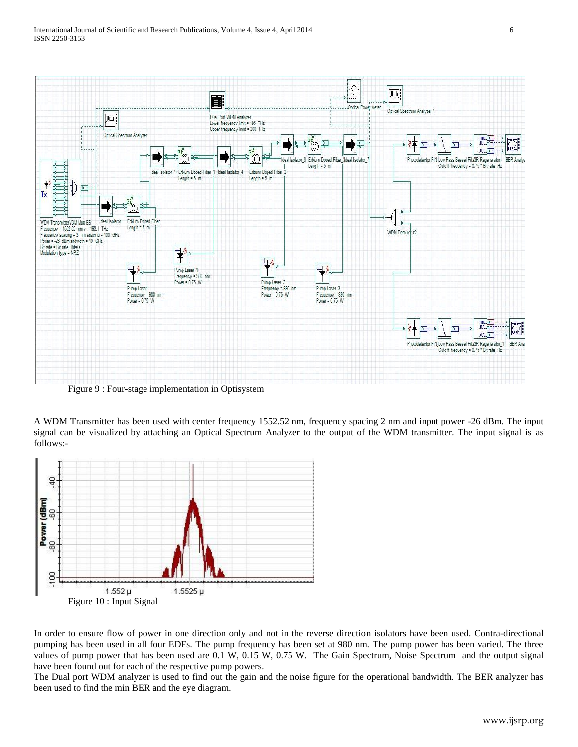Figure 9 : Four-stage implementation in Optisystem

A WDM Transmitter has been used with center frequency 1552.52 nm, frequency spacing 2 nm and input power -26 dBm. The input signal can be visualized by attaching an Optical Spectrum Analyzer to the output of the WDM transmitter. The input signal is as follows:-

Figure 10 : Input Signal

In order to ensure flow of power in one direction only and not in the reverse direction isolators have been used. Contra-directional pumping has been used in all four EDFs. The pump frequency has been set at 980 nm. The pump power has been varied. The three values of pump power that has been used are 0.1 W, 0.15 W, 0.75 W. The Gain Spectrum, Noise Spectrum and the output signal have been found out for each of the respective pump powers.

The Dual port WDM analyzer is used to find out the gain and the noise figure for the operational bandwidth. The BER analyzer has been used to find the min BER and the eye diagram.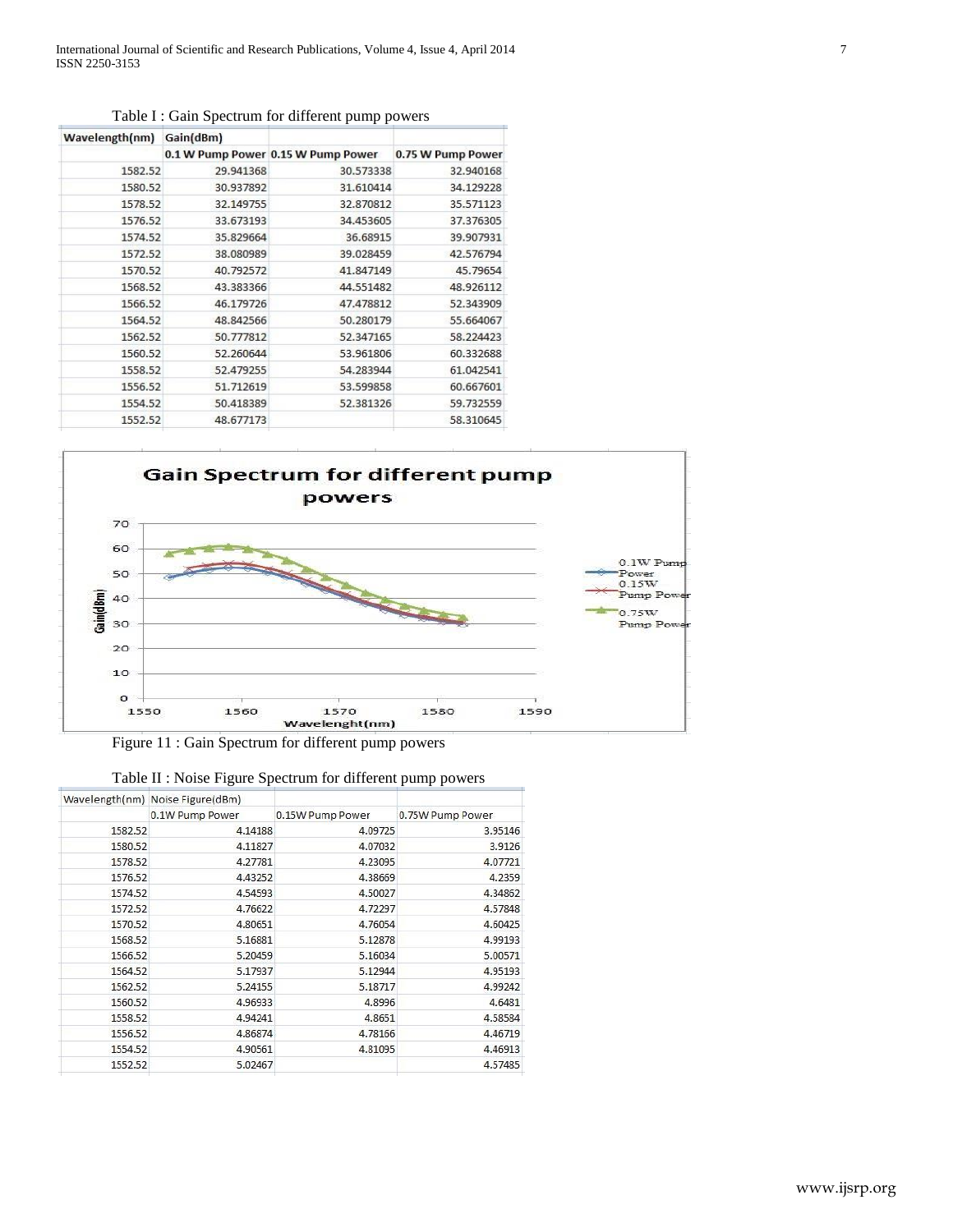Table I : Gain Spectrum for different pump powers

| Wavelength(nm) | Gain(dBm) | | |
|---|---|---|---|
| | 0.1 W Pump Power | 0.15 W Pump Power | 0.75 W Pump Power |
| 1582.52 | 29.941368 | 30.573338 | 32.940168 |
| 1580.52 | 30.937892 | 31.610414 | 34.129228 |
| 1578.52 | 32.149755 | 32.870812 | 35.571123 |
| 1576.52 | 33.673193 | 34.453605 | 37.376305 |
| 1574.52 | 35.829664 | 36.68915 | 39.907931 |
| 1572.52 | 38.080989 | 39.028459 | 42.576794 |
| 1570.52 | 40.792572 | 41.847149 | 45.79654 |
| 1568.52 | 43.383366 | 44.551482 | 48.926112 |
| 1566.52 | 46.179726 | 47.478812 | 52.343909 |
| 1564.52 | 48.842566 | 50.280179 | 55.664067 |
| 1562.52 | 50.777812 | 52.347165 | 58.224423 |
| 1560.52 | 52.260644 | 53.961806 | 60.332688 |
| 1558.52 | 52.479255 | 54.283944 | 61.042541 |
| 1556.52 | 51.712619 | 53.599858 | 60.667601 |
| 1554.52 | 50.418389 | 52.381326 | 59.732559 |
| 1552.52 | 48.677173 | | 58.310645 |

Figure 11 : Gain Spectrum for different pump powers

Table II : Noise Figure Spectrum for different pump powers

| Wavelength(nm) | Noise Figure(dBm) | | |
|---|---|---|---|
| | 0.1W Pump Power | 0.15W Pump Power | 0.75W Pump Power |
| 1582.52 | 4.14188 | 4.09725 | 3.95146 |
| 1580.52 | 4.11827 | 4.07032 | 3.9126 |
| 1578.52 | 4.27781 | 4.23095 | 4.07721 |
| 1576.52 | 4.43252 | 4.38669 | 4.2359 |
| 1574.52 | 4.54593 | 4.50027 | 4.34862 |
| 1572.52 | 4.76622 | 4.72297 | 4.57848 |
| 1570.52 | 4.80651 | 4.76054 | 4.60425 |
| 1568.52 | 5.16881 | 5.12878 | 4.99193 |
| 1566.52 | 5.20459 | 5.16034 | 5.00571 |
| 1564.52 | 5.17937 | 5.12944 | 4.95193 |
| 1562.52 | 5.24155 | 5.18717 | 4.99242 |
| 1560.52 | 4.96933 | 4.8996 | 4.6481 |
| 1558.52 | 4.94241 | 4.8651 | 4.58584 |
| 1556.52 | 4.86874 | 4.78166 | 4.46719 |
| 1554.52 | 4.90561 | 4.81095 | 4.46913 |
| 1552.52 | 5.02467 | | 4.57485 |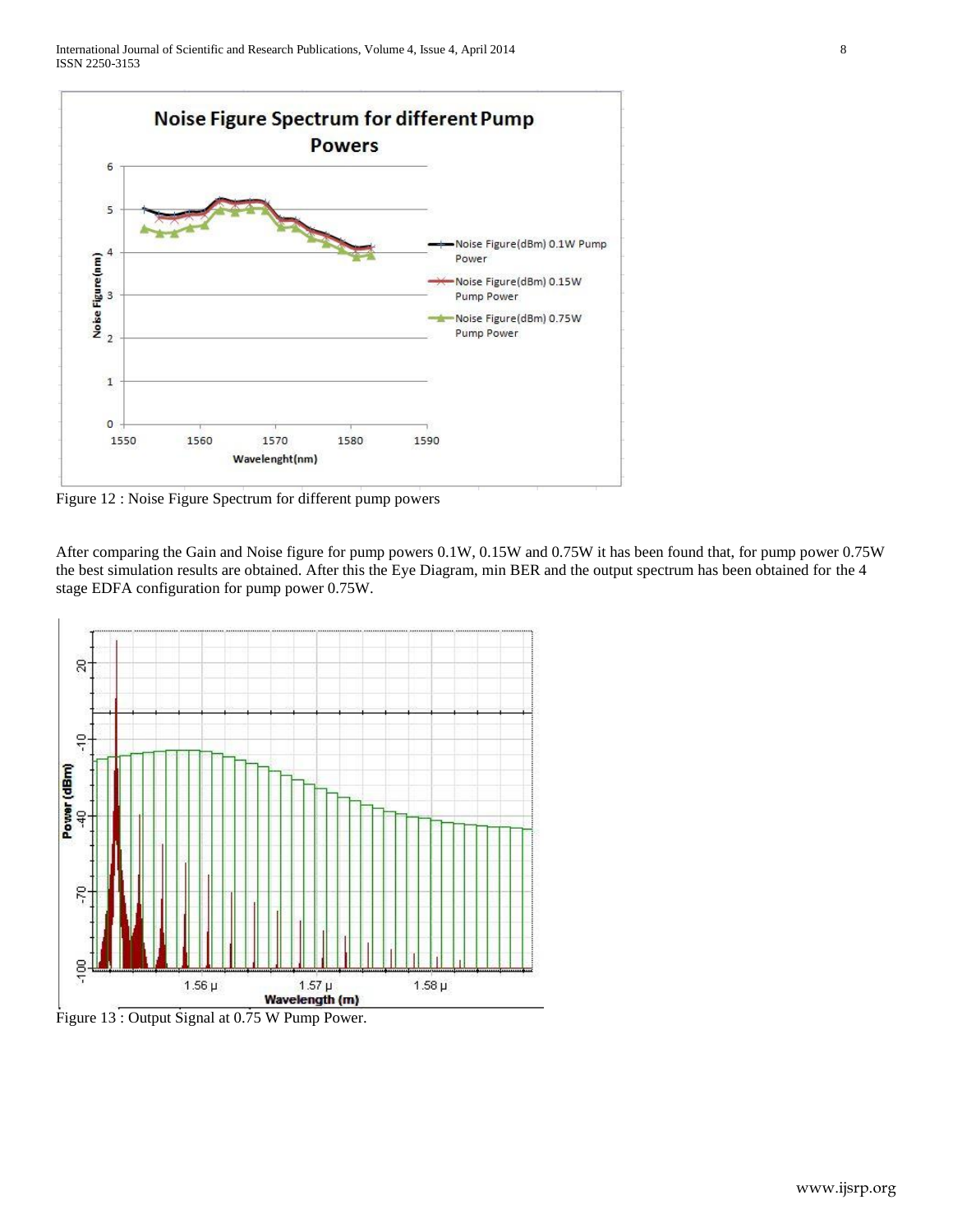Figure 12 : Noise Figure Spectrum for different pump powers

After comparing the Gain and Noise figure for pump powers 0.1W, 0.15W and 0.75W it has been found that, for pump power 0.75W the best simulation results are obtained. After this the Eye Diagram, min BER and the output spectrum has been obtained for the 4 stage EDFA configuration for pump power 0.75W.

Figure 13 : Output Signal at 0.75 W Pump Power.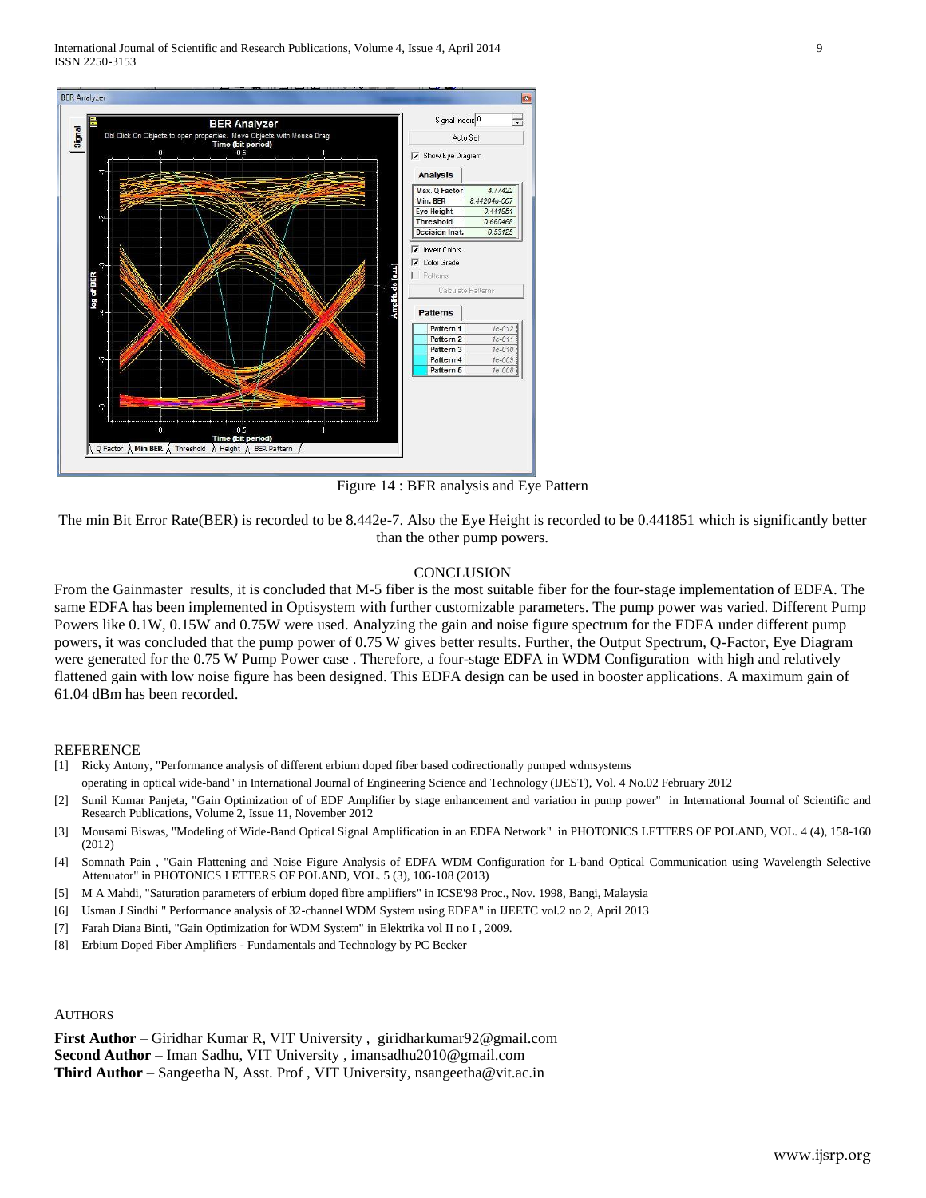Figure 14 : BER analysis and Eye Pattern

The min Bit Error Rate(BER) is recorded to be 8.442e-7. Also the Eye Height is recorded to be 0.441851 which is significantly better than the other pump powers.

## CONCLUSION

From the Gainmaster results, it is concluded that M-5 fiber is the most suitable fiber for the four-stage implementation of EDFA. The same EDFA has been implemented in Optisystem with further customizable parameters. The pump power was varied. Different Pump Powers like 0.1W, 0.15W and 0.75W were used. Analyzing the gain and noise figure spectrum for the EDFA under different pump powers, it was concluded that the pump power of 0.75 W gives better results. Further, the Output Spectrum, Q-Factor, Eye Diagram were generated for the 0.75 W Pump Power case . Therefore, a four-stage EDFA in WDM Configuration with high and relatively flattened gain with low noise figure has been designed. This EDFA design can be used in booster applications. A maximum gain of 61.04 dBm has been recorded.

## REFERENCE

[1] Ricky Antony, "Performance analysis of different erbium doped fiber based codirectionally pumped wdmsystems operating in optical wide-band" in International Journal of Engineering Science and Technology (IJEST), Vol. 4 No.02 February 2012

[2] Sunil Kumar Panjeta, "Gain Optimization of of EDF Amplifier by stage enhancement and variation in pump power" in International Journal of Scientific and Research Publications, Volume 2, Issue 11, November 2012

[3] Mousami Biswas, "Modeling of Wide-Band Optical Signal Amplification in an EDFA Network" in PHOTONICS LETTERS OF POLAND, VOL. 4 (4), 158-160 (2012)

[4] Somnath Pain , "Gain Flattening and Noise Figure Analysis of EDFA WDM Configuration for L-band Optical Communication using Wavelength Selective Attenuator" in PHOTONICS LETTERS OF POLAND, VOL. 5 (3), 106-108 (2013)

[5] M A Mahdi, "Saturation parameters of erbium doped fibre amplifiers" in ICSE'98 Proc., Nov. 1998, Bangi, Malaysia

[6] Usman J Sindhi " Performance analysis of 32-channel WDM System using EDFA" in IJEETC vol.2 no 2, April 2013

[7] Farah Diana Binti, "Gain Optimization for WDM System" in Elektrika vol II no I , 2009.

[8] Erbium Doped Fiber Amplifiers - Fundamentals and Technology by PC Becker

## AUTHORS

**First Author** – Giridhar Kumar R, VIT University , giridharkumar92@gmail.com
**Second Author** – Iman Sadhu, VIT University , imansadhu2010@gmail.com
**Third Author** – Sangeetha N, Asst. Prof , VIT University, nsangeetha@vit.ac.in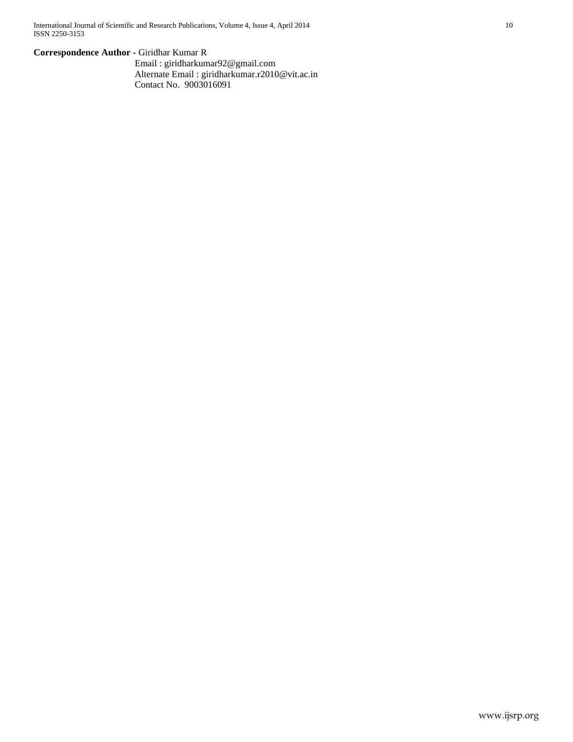**Correspondence Author -** Giridhar Kumar R
Email : giridharkumar92@gmail.com
Alternate Email : giridharkumar.r2010@vit.ac.in
Contact No. 9003016091